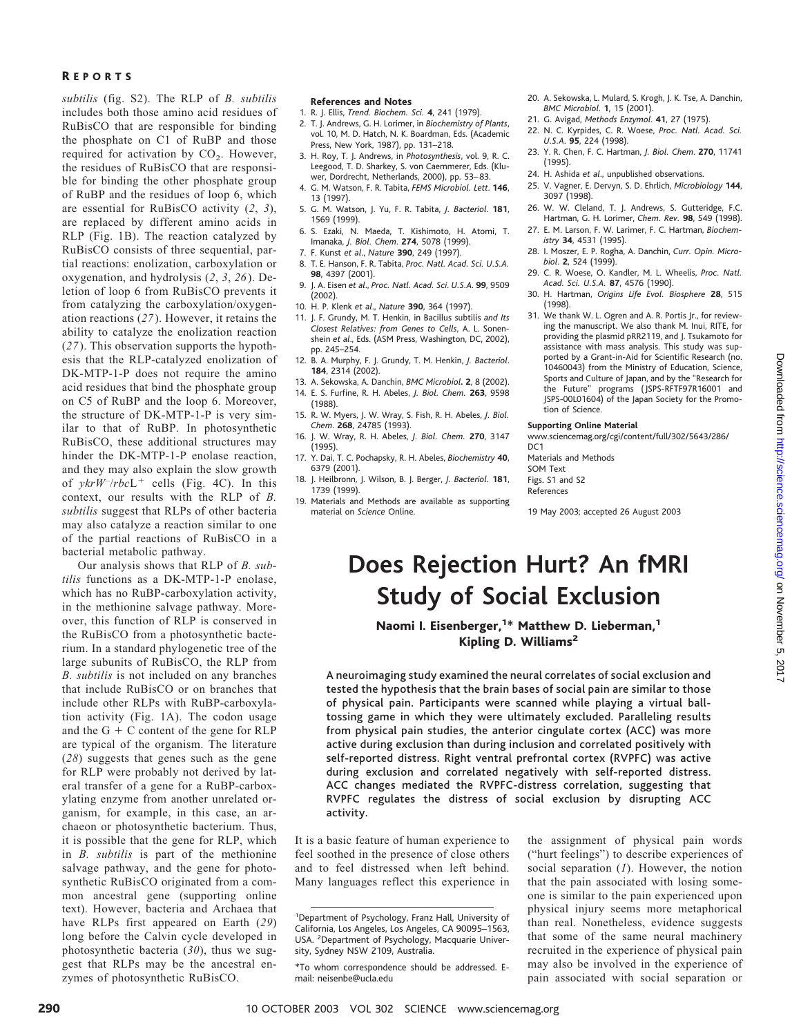subtilis (fig. S2). The RLP of *B. subtilis* includes both those amino acid residues of RuBisCO that are responsible for binding the phosphate on C1 of RuBP and those required for activation by $CO_2$. However, the residues of RuBisCO that are responsible for binding the other phosphate group of RuBP and the residues of loop 6, which are essential for RuBisCO activity (*2*, *3*), are replaced by different amino acids in RLP (Fig. 1B). The reaction catalyzed by RuBisCO consists of three sequential, partial reactions: enolization, carboxylation or oxygenation, and hydrolysis (*2*, *3*, *26*). Deletion of loop 6 from RuBisCO prevents it from catalyzing the carboxylation/oxygenation reactions (*27*). However, it retains the ability to catalyze the enolization reaction (*27*). This observation supports the hypothesis that the RLP-catalyzed enolization of DK-MTP-1-P does not require the amino acid residues that bind the phosphate group on C5 of RuBP and the loop 6. Moreover, the structure of DK-MTP-1-P is very similar to that of RuBP. In photosynthetic RuBisCO, these additional structures may hinder the DK-MTP-1-P enolase reaction, and they may also explain the slow growth of *ykrW*$^-$/*rbc*L$^+$ cells (Fig. 4C). In this context, our results with the RLP of *B. subtilis* suggest that RLPs of other bacteria may also catalyze a reaction similar to one of the partial reactions of RuBisCO in a bacterial metabolic pathway.

Our analysis shows that RLP of *B. subtilis* functions as a DK-MTP-1-P enolase, which has no RuBP-carboxylation activity, in the methionine salvage pathway. Moreover, this function of RLP is conserved in the RuBisCO from a photosynthetic bacterium. In a standard phylogenetic tree of the large subunits of RuBisCO, the RLP from *B. subtilis* is not included on any branches that include RuBisCO or on branches that include other RLPs with RuBP-carboxylation activity (Fig. 1A). The codon usage and the G + C content of the gene for RLP are typical of the organism. The literature (*28*) suggests that genes such as the gene for RLP were probably not derived by lateral transfer of a gene for a RuBP-carboxylating enzyme from another unrelated organism, for example, in this case, an archaeon or photosynthetic bacterium. Thus, it is possible that the gene for RLP, which in *B. subtilis* is part of the methionine salvage pathway, and the gene for photosynthetic RuBisCO originated from a common ancestral gene (supporting online text). However, bacteria and Archaea that have RLPs first appeared on Earth (*29*) long before the Calvin cycle developed in photosynthetic bacteria (*30*), thus we suggest that RLPs may be the ancestral enzymes of photosynthetic RuBisCO.

**References and Notes**

1. R. J. Ellis, *Trend. Biochem. Sci.* **4**, 241 (1979).
2. T. J. Andrews, G. H. Lorimer, in *Biochemistry of Plants*, vol. 10, M. D. Hatch, N. K. Boardman, Eds. (Academic Press, New York, 1987), pp. 131–218.
3. H. Roy, T. J. Andrews, in *Photosynthesis*, vol. 9, R. C. Leegood, T. D. Sharkey, S. von Caemmerer, Eds. (Kluwer, Dordrecht, Netherlands, 2000), pp. 53–83.
4. G. M. Watson, F. R. Tabita, *FEMS Microbiol. Lett.* **146**, 13 (1997).
5. G. M. Watson, J. Yu, F. R. Tabita, *J. Bacteriol.* **181**, 1569 (1999).
6. S. Ezaki, N. Maeda, T. Kishimoto, H. Atomi, T. Imanaka, *J. Biol. Chem.* **274**, 5078 (1999).
7. F. Kunst *et al.*, *Nature* **390**, 249 (1997).
8. T. E. Hanson, F. R. Tabita, *Proc. Natl. Acad. Sci. U.S.A.* **98**, 4397 (2001).
9. J. A. Eisen *et al.*, *Proc. Natl. Acad. Sci. U.S.A.* **99**, 9509 (2002).
10. H. P. Klenk *et al.*, *Nature* **390**, 364 (1997).
11. J. F. Grundy, M. T. Henkin, in Bacillus subtilis *and Its Closest Relatives: from Genes to Cells*, A. L. Sonenshein *et al.*, Eds. (ASM Press, Washington, DC, 2002), pp. 245–254.
12. B. A. Murphy, F. J. Grundy, T. M. Henkin, *J. Bacteriol.* **184**, 2314 (2002).
13. A. Sekowska, A. Danchin, *BMC Microbiol.* **2**, 8 (2002).
14. E. S. Furfine, R. H. Abeles, *J. Biol. Chem.* **263**, 9598 (1988).
15. R. W. Myers, J. W. Wray, S. Fish, R. H. Abeles, *J. Biol. Chem.* **268**, 24785 (1993).
16. J. W. Wray, R. H. Abeles, *J. Biol. Chem.* **270**, 3147 (1995).
17. Y. Dai, T. C. Pochapsky, R. H. Abeles, *Biochemistry* **40**, 6379 (2001).
18. J. Heilbronn, J. Wilson, B. J. Berger, *J. Bacteriol.* **181**, 1739 (1999).
19. Materials and Methods are available as supporting material on *Science* Online.
20. A. Sekowska, L. Mulard, S. Krogh, J. K. Tse, A. Danchin, *BMC Microbiol.* **1**, 15 (2001).
21. G. Avigad, *Methods Enzymol.* **41**, 27 (1975).
22. N. C. Kyrpides, C. R. Woese, *Proc. Natl. Acad. Sci. U.S.A.* **95**, 224 (1998).
23. Y. R. Chen, F. C. Hartman, *J. Biol. Chem.* **270**, 11741 (1995).
24. H. Ashida *et al.*, unpublished observations.
25. V. Vagner, E. Dervyn, S. D. Ehrlich, *Microbiology* **144**, 3097 (1998).
26. W. W. Cleland, T. J. Andrews, S. Gutteridge, F.C. Hartman, G. H. Lorimer, *Chem. Rev.* **98**, 549 (1998).
27. E. M. Larson, F. W. Larimer, F. C. Hartman, *Biochemistry* **34**, 4531 (1995).
28. I. Moszer, E. P. Rogha, A. Danchin, *Curr. Opin. Microbiol.* **2**, 524 (1999).
29. C. R. Woese, O. Kandler, M. L. Wheelis, *Proc. Natl. Acad. Sci. U.S.A.* **87**, 4576 (1990).
30. H. Hartman, *Origins Life Evol. Biosphere* **28**, 515 (1998).
31. We thank W. L. Ogren and A. R. Portis Jr., for reviewing the manuscript. We also thank M. Inui, RITE, for providing the plasmid pRR2119, and J. Tsukamoto for assistance with mass analysis. This study was supported by a Grant-in-Aid for Scientific Research (no. 10460043) from the Ministry of Education, Science, Sports and Culture of Japan, and by the "Research for the Future" programs (JSPS-RFTF97R16001 and JSPS-00L01604) of the Japan Society for the Promotion of Science.

**Supporting Online Material**

www.sciencemag.org/cgi/content/full/302/5643/286/DC1
Materials and Methods
SOM Text
Figs. S1 and S2
References

19 May 2003; accepted 26 August 2003

# Does Rejection Hurt? An fMRI Study of Social Exclusion

**Naomi I. Eisenberger,[1]* Matthew D. Lieberman,[1] Kipling D. Williams[2]**

**A neuroimaging study examined the neural correlates of social exclusion and tested the hypothesis that the brain bases of social pain are similar to those of physical pain. Participants were scanned while playing a virtual ball-tossing game in which they were ultimately excluded. Paralleling results from physical pain studies, the anterior cingulate cortex (ACC) was more active during exclusion than during inclusion and correlated positively with self-reported distress. Right ventral prefrontal cortex (RVPFC) was active during exclusion and correlated negatively with self-reported distress. ACC changes mediated the RVPFC-distress correlation, suggesting that RVPFC regulates the distress of social exclusion by disrupting ACC activity.**

It is a basic feature of human experience to feel soothed in the presence of close others and to feel distressed when left behind. Many languages reflect this experience in the assignment of physical pain words ("hurt feelings") to describe experiences of social separation (*1*). However, the notion that the pain associated with losing someone is similar to the pain experienced upon physical injury seems more metaphorical than real. Nonetheless, evidence suggests that some of the same neural machinery recruited in the experience of physical pain may also be involved in the experience of pain associated with social separation or

[1]Department of Psychology, Franz Hall, University of California, Los Angeles, Los Angeles, CA 90095–1563, USA. [2]Department of Psychology, Macquarie University, Sydney NSW 2109, Australia.

*To whom correspondence should be addressed. E-mail: neisenbe@ucla.edu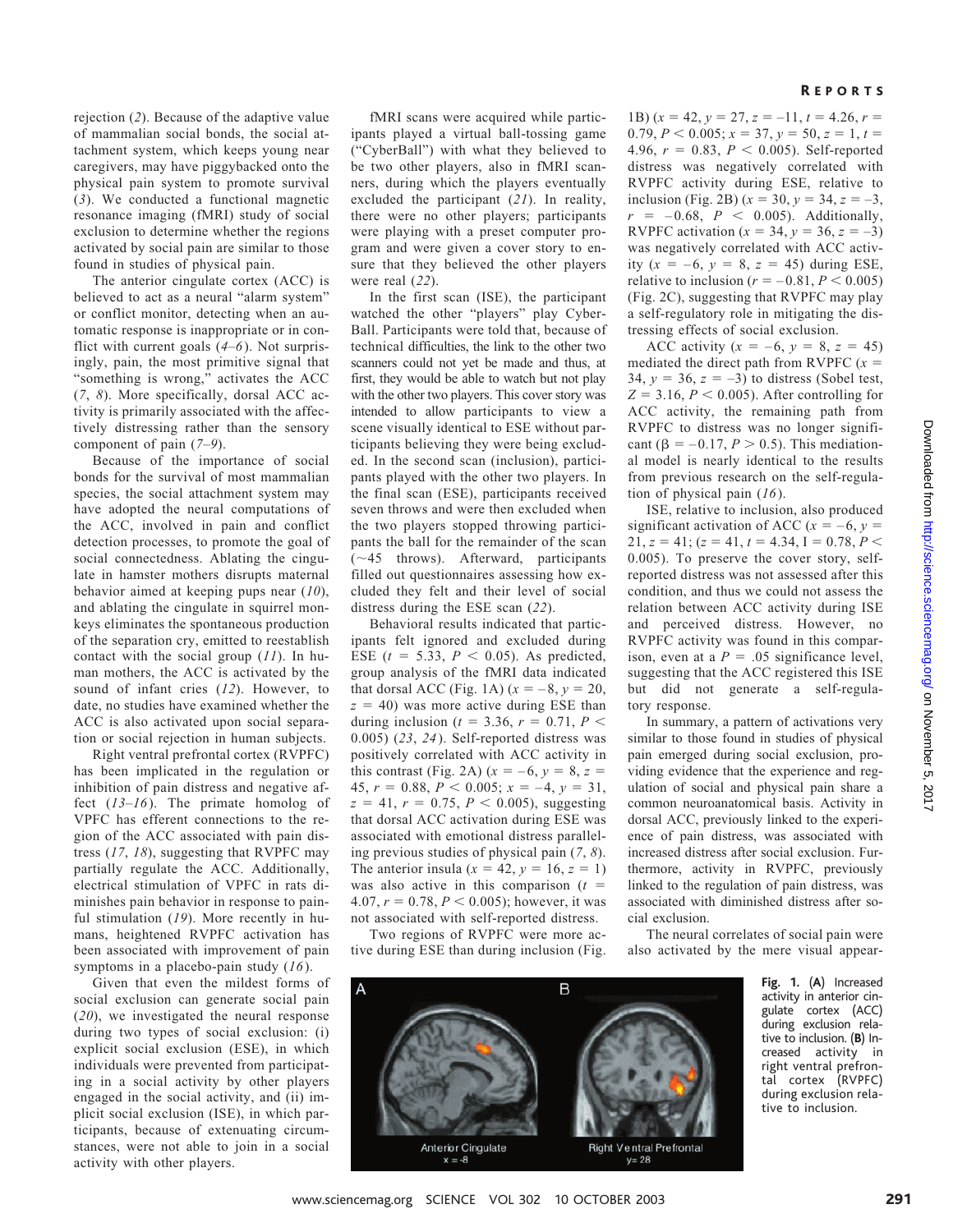rejection (2). Because of the adaptive value of mammalian social bonds, the social attachment system, which keeps young near caregivers, may have piggybacked onto the physical pain system to promote survival (3). We conducted a functional magnetic resonance imaging (fMRI) study of social exclusion to determine whether the regions activated by social pain are similar to those found in studies of physical pain.

The anterior cingulate cortex (ACC) is believed to act as a neural "alarm system" or conflict monitor, detecting when an automatic response is inappropriate or in conflict with current goals (4–6). Not surprisingly, pain, the most primitive signal that "something is wrong," activates the ACC (7, 8). More specifically, dorsal ACC activity is primarily associated with the affectively distressing rather than the sensory component of pain (7–9).

Because of the importance of social bonds for the survival of most mammalian species, the social attachment system may have adopted the neural computations of the ACC, involved in pain and conflict detection processes, to promote the goal of social connectedness. Ablating the cingulate in hamster mothers disrupts maternal behavior aimed at keeping pups near (10), and ablating the cingulate in squirrel monkeys eliminates the spontaneous production of the separation cry, emitted to reestablish contact with the social group (11). In human mothers, the ACC is activated by the sound of infant cries (12). However, to date, no studies have examined whether the ACC is also activated upon social separation or social rejection in human subjects.

Right ventral prefrontal cortex (RVPFC) has been implicated in the regulation or inhibition of pain distress and negative affect (13–16). The primate homolog of VPFC has efferent connections to the region of the ACC associated with pain distress (17, 18), suggesting that RVPFC may partially regulate the ACC. Additionally, electrical stimulation of VPFC in rats diminishes pain behavior in response to painful stimulation (19). More recently in humans, heightened RVPFC activation has been associated with improvement of pain symptoms in a placebo-pain study (16).

Given that even the mildest forms of social exclusion can generate social pain (20), we investigated the neural response during two types of social exclusion: (i) explicit social exclusion (ESE), in which individuals were prevented from participating in a social activity by other players engaged in the social activity, and (ii) implicit social exclusion (ISE), in which participants, because of extenuating circumstances, were not able to join in a social activity with other players.

fMRI scans were acquired while participants played a virtual ball-tossing game ("CyberBall") with what they believed to be two other players, also in fMRI scanners, during which the players eventually excluded the participant (21). In reality, there were no other players; participants were playing with a preset computer program and were given a cover story to ensure that they believed the other players were real (22).

In the first scan (ISE), the participant watched the other "players" play CyberBall. Participants were told that, because of technical difficulties, the link to the other two scanners could not yet be made and thus, at first, they would be able to watch but not play with the other two players. This cover story was intended to allow participants to view a scene visually identical to ESE without participants believing they were being excluded. In the second scan (inclusion), participants played with the other two players. In the final scan (ESE), participants received seven throws and were then excluded when the two players stopped throwing participants the ball for the remainder of the scan (~45 throws). Afterward, participants filled out questionnaires assessing how excluded they felt and their level of social distress during the ESE scan (22).

Behavioral results indicated that participants felt ignored and excluded during ESE ($t$ = 5.33, $P$ < 0.05). As predicted, group analysis of the fMRI data indicated that dorsal ACC (Fig. 1A) ($x$ = –8, $y$ = 20, $z$ = 40) was more active during ESE than during inclusion ($t$ = 3.36, $r$ = 0.71, $P$ < 0.005) (23, 24). Self-reported distress was positively correlated with ACC activity in this contrast (Fig. 2A) ($x$ = –6, $y$ = 8, $z$ = 45, $r$ = 0.88, $P$ < 0.005; $x$ = –4, $y$ = 31, $z$ = 41, $r$ = 0.75, $P$ < 0.005), suggesting that dorsal ACC activation during ESE was associated with emotional distress paralleling previous studies of physical pain (7, 8). The anterior insula ($x$ = 42, $y$ = 16, $z$ = 1) was also active in this comparison ($t$ = 4.07, $r$ = 0.78, $P$ < 0.005); however, it was not associated with self-reported distress.

Two regions of RVPFC were more active during ESE than during inclusion (Fig. 1B) ($x$ = 42, $y$ = 27, $z$ = –11, $t$ = 4.26, $r$ = 0.79, $P$ < 0.005; $x$ = 37, $y$ = 50, $z$ = 1, $t$ = 4.96, $r$ = 0.83, $P$ < 0.005). Self-reported distress was negatively correlated with RVPFC activity during ESE, relative to inclusion (Fig. 2B) ($x$ = 30, $y$ = 34, $z$ = –3, $r$ = –0.68, $P$ < 0.005). Additionally, RVPFC activation ($x$ = 34, $y$ = 36, $z$ = –3) was negatively correlated with ACC activity ($x$ = –6, $y$ = 8, $z$ = 45) during ESE, relative to inclusion ($r$ = –0.81, $P$ < 0.005) (Fig. 2C), suggesting that RVPFC may play a self-regulatory role in mitigating the distressing effects of social exclusion.

ACC activity ($x$ = –6, $y$ = 8, $z$ = 45) mediated the direct path from RVPFC ($x$ = 34, $y$ = 36, $z$ = –3) to distress (Sobel test, $Z$ = 3.16, $P$ < 0.005). After controlling for ACC activity, the remaining path from RVPFC to distress was no longer significant ($\beta$ = –0.17, $P$ > 0.5). This mediational model is nearly identical to the results from previous research on the self-regulation of physical pain (16).

ISE, relative to inclusion, also produced significant activation of ACC ($x$ = –6, $y$ = 21, $z$ = 41; ($z$ = 41, $t$ = 4.34, I = 0.78, $P$ < 0.005). To preserve the cover story, self-reported distress was not assessed after this condition, and thus we could not assess the relation between ACC activity during ISE and perceived distress. However, no RVPFC activity was found in this comparison, even at a $P$ = .05 significance level, suggesting that the ACC registered this ISE but did not generate a self-regulatory response.

In summary, a pattern of activations very similar to those found in studies of physical pain emerged during social exclusion, providing evidence that the experience and regulation of social and physical pain share a common neuroanatomical basis. Activity in dorsal ACC, previously linked to the experience of pain distress, was associated with increased distress after social exclusion. Furthermore, activity in RVPFC, previously linked to the regulation of pain distress, was associated with diminished distress after social exclusion.

The neural correlates of social pain were also activated by the mere visual appear-

A

Anterior Cingulate
x = -8

B

Right Ventral Prefrontal
y= 28

**Fig. 1.** (**A**) Increased activity in anterior cingulate cortex (ACC) during exclusion relative to inclusion. (**B**) Increased activity in right ventral prefrontal cortex (RVPFC) during exclusion relative to inclusion.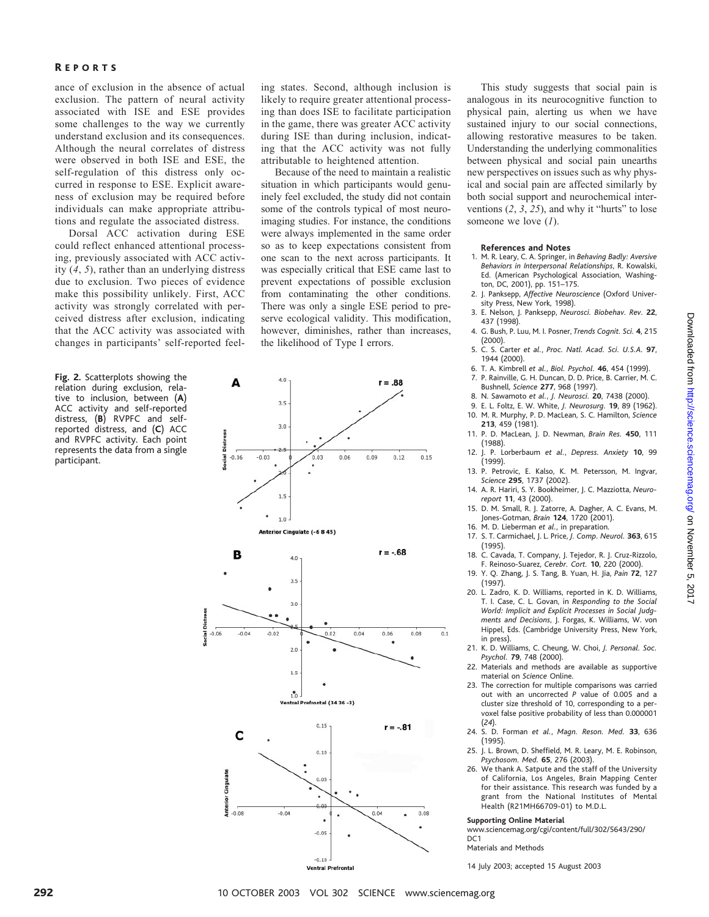ance of exclusion in the absence of actual exclusion. The pattern of neural activity associated with ISE and ESE provides some challenges to the way we currently understand exclusion and its consequences. Although the neural correlates of distress were observed in both ISE and ESE, the self-regulation of this distress only occurred in response to ESE. Explicit awareness of exclusion may be required before individuals can make appropriate attributions and regulate the associated distress.

Dorsal ACC activation during ESE could reflect enhanced attentional processing, previously associated with ACC activity (*4*, *5*), rather than an underlying distress due to exclusion. Two pieces of evidence make this possibility unlikely. First, ACC activity was strongly correlated with perceived distress after exclusion, indicating that the ACC activity was associated with changes in participants' self-reported feeling states. Second, although inclusion is likely to require greater attentional processing than does ISE to facilitate participation in the game, there was greater ACC activity during ISE than during inclusion, indicating that the ACC activity was not fully attributable to heightened attention.

Because of the need to maintain a realistic situation in which participants would genuinely feel excluded, the study did not contain some of the controls typical of most neuroimaging studies. For instance, the conditions were always implemented in the same order so as to keep expectations consistent from one scan to the next across participants. It was especially critical that ESE came last to prevent expectations of possible exclusion from contaminating the other conditions. There was only a single ESE period to preserve ecological validity. This modification, however, diminishes, rather than increases, the likelihood of Type I errors.

This study suggests that social pain is analogous in its neurocognitive function to physical pain, alerting us when we have sustained injury to our social connections, allowing restorative measures to be taken. Understanding the underlying commonalities between physical and social pain unearths new perspectives on issues such as why physical and social pain are affected similarly by both social support and neurochemical interventions (*2*, *3*, *25*), and why it "hurts" to lose someone we love (*1*).

A
r = .88
Social Distress
Anterior Cingulate (-6 8 45)

B
r = -.68
Social Distress
Ventral Prefrontal (34 36 -3)

C
r = -.81
Anterior Cingulate
Ventral Prefrontal

**Fig. 2.** Scatterplots showing the relation during exclusion, relative to inclusion, between (**A**) ACC activity and self-reported distress, (**B**) RVPFC and self-reported distress, and (**C**) ACC and RVPFC activity. Each point represents the data from a single participant.

### References and Notes

1. M. R. Leary, C. A. Springer, in *Behaving Badly: Aversive Behaviors in Interpersonal Relationships*, R. Kowalski, Ed. (American Psychological Association, Washington, DC, 2001), pp. 151–175.
2. J. Panksepp, *Affective Neuroscience* (Oxford University Press, New York, 1998).
3. E. Nelson, J. Panksepp, *Neurosci. Biobehav. Rev.* **22**, 437 (1998).
4. G. Bush, P. Luu, M. I. Posner, *Trends Cognit. Sci.* **4**, 215 (2000).
5. C. S. Carter *et al.*, *Proc. Natl. Acad. Sci. U.S.A.* **97**, 1944 (2000).
6. T. A. Kimbrell *et al.*, *Biol. Psychol.* **46**, 454 (1999).
7. P. Rainville, G. H. Duncan, D. D. Price, B. Carrier, M. C. Bushnell, *Science* **277**, 968 (1997).
8. N. Sawamoto *et al.*, *J. Neurosci.* **20**, 7438 (2000).
9. E. L. Foltz, E. W. White, *J. Neurosurg.* **19**, 89 (1962).
10. M. R. Murphy, P. D. MacLean, S. C. Hamilton, *Science* **213**, 459 (1981).
11. P. D. MacLean, J. D. Newman, *Brain Res.* **450**, 111 (1988).
12. J. P. Lorberbaum *et al.*, *Depress. Anxiety* **10**, 99 (1999).
13. P. Petrovic, E. Kalso, K. M. Petersson, M. Ingvar, *Science* **295**, 1737 (2002).
14. A. R. Hariri, S. Y. Bookheimer, J. C. Mazziotta, *Neuroreport* **11**, 43 (2000).
15. D. M. Small, R. J. Zatorre, A. Dagher, A. C. Evans, M. Jones-Gotman, *Brain* **124**, 1720 (2001).
16. M. D. Lieberman *et al.*, in preparation.
17. S. T. Carmichael, J. L. Price, *J. Comp. Neurol.* **363**, 615 (1995).
18. C. Cavada, T. Company, J. Tejedor, R. J. Cruz-Rizzolo, F. Reinoso-Suarez, *Cereb. Cortex* **10**, 220 (2000).
19. Y. Q. Zhang, J. S. Tang, B. Yuan, H. Jia, *Pain* **72**, 127 (1997).
20. L. Zadro, K. D. Williams, reported in K. D. Williams, T. I. Case, C. L. Govan, in *Responding to the Social World: Implicit and Explicit Processes in Social Judgments and Decisions*, J. Forgas, K. Williams, W. von Hippel, Eds. (Cambridge University Press, New York, in press).
21. K. D. Williams, C. Cheung, W. Choi, *J. Personal. Soc. Psychol.* **79**, 748 (2000).
22. Materials and methods are available as supportive material on *Science* Online.
23. The correction for multiple comparisons was carried out with an uncorrected *P* value of 0.005 and a cluster size threshold of 10, corresponding to a per-voxel false positive probability of less than 0.000001 (*24*).
24. S. D. Forman *et al.*, *Magn. Reson. Med.* **33**, 636 (1995).
25. J. L. Brown, D. Sheffield, M. R. Leary, M. E. Robinson, *Psychosom. Med.* **65**, 276 (2003).
26. We thank A. Satpute and the staff of the University of California, Los Angeles, Brain Mapping Center for their assistance. This research was funded by a grant from the National Institutes of Mental Health (R21MH66709-01) to M.D.L.

**Supporting Online Material**

www.sciencemag.org/cgi/content/full/302/5643/290/DC1

Materials and Methods

14 July 2003; accepted 15 August 2003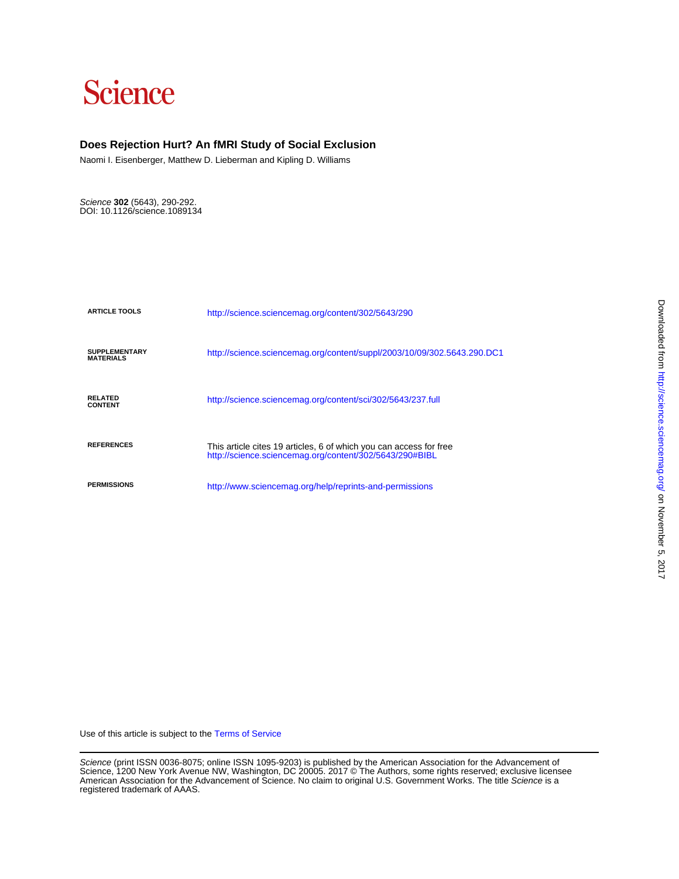# Science

## Does Rejection Hurt? An fMRI Study of Social Exclusion

Naomi I. Eisenberger, Matthew D. Lieberman and Kipling D. Williams

*Science* **302** (5643), 290-292.
DOI: 10.1126/science.1089134

| | |
|---|---|
| **ARTICLE TOOLS** | http://science.sciencemag.org/content/302/5643/290 |
| **SUPPLEMENTARY MATERIALS** | http://science.sciencemag.org/content/suppl/2003/10/09/302.5643.290.DC1 |
| **RELATED CONTENT** | http://science.sciencemag.org/content/sci/302/5643/237.full |
| **REFERENCES** | This article cites 19 articles, 6 of which you can access for free http://science.sciencemag.org/content/302/5643/290#BIBL |
| **PERMISSIONS** | http://www.sciencemag.org/help/reprints-and-permissions |

Use of this article is subject to the Terms of Service

*Science* (print ISSN 0036-8075; online ISSN 1095-9203) is published by the American Association for the Advancement of Science, 1200 New York Avenue NW, Washington, DC 20005. 2017 © The Authors, some rights reserved; exclusive licensee American Association for the Advancement of Science. No claim to original U.S. Government Works. The title *Science* is a registered trademark of AAAS.

Downloaded from http://science.sciencemag.org/ on November 5, 2017